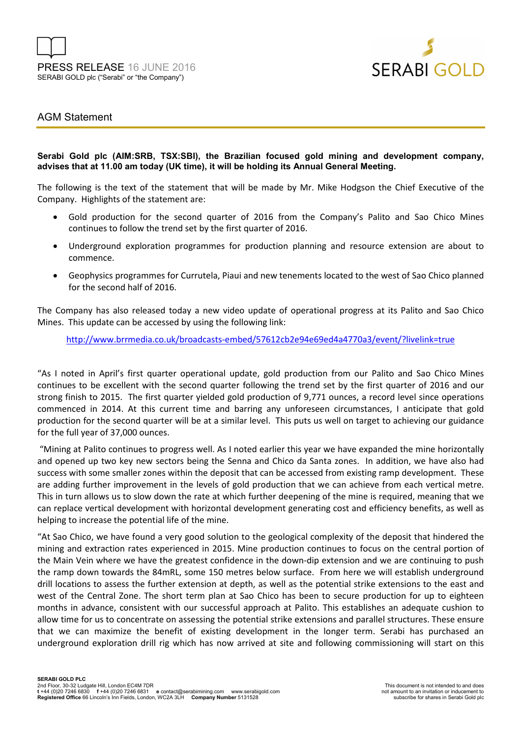PRESS RELEASE 16 JUNE 2016
SERABI GOLD plc ("Serabi" or "the Company")

# AGM Statement

**Serabi Gold plc (AIM:SRB, TSX:SBI), the Brazilian focused gold mining and development company, advises that at 11.00 am today (UK time), it will be holding its Annual General Meeting.**

The following is the text of the statement that will be made by Mr. Mike Hodgson the Chief Executive of the Company. Highlights of the statement are:

- Gold production for the second quarter of 2016 from the Company's Palito and Sao Chico Mines continues to follow the trend set by the first quarter of 2016.
- Underground exploration programmes for production planning and resource extension are about to commence.
- Geophysics programmes for Currutela, Piaui and new tenements located to the west of Sao Chico planned for the second half of 2016.

The Company has also released today a new video update of operational progress at its Palito and Sao Chico Mines. This update can be accessed by using the following link:

http://www.brrmedia.co.uk/broadcasts-embed/57612cb2e94e69ed4a4770a3/event/?livelink=true

"As I noted in April's first quarter operational update, gold production from our Palito and Sao Chico Mines continues to be excellent with the second quarter following the trend set by the first quarter of 2016 and our strong finish to 2015. The first quarter yielded gold production of 9,771 ounces, a record level since operations commenced in 2014. At this current time and barring any unforeseen circumstances, I anticipate that gold production for the second quarter will be at a similar level. This puts us well on target to achieving our guidance for the full year of 37,000 ounces.

"Mining at Palito continues to progress well. As I noted earlier this year we have expanded the mine horizontally and opened up two key new sectors being the Senna and Chico da Santa zones. In addition, we have also had success with some smaller zones within the deposit that can be accessed from existing ramp development. These are adding further improvement in the levels of gold production that we can achieve from each vertical metre. This in turn allows us to slow down the rate at which further deepening of the mine is required, meaning that we can replace vertical development with horizontal development generating cost and efficiency benefits, as well as helping to increase the potential life of the mine.

"At Sao Chico, we have found a very good solution to the geological complexity of the deposit that hindered the mining and extraction rates experienced in 2015. Mine production continues to focus on the central portion of the Main Vein where we have the greatest confidence in the down-dip extension and we are continuing to push the ramp down towards the 84mRL, some 150 metres below surface. From here we will establish underground drill locations to assess the further extension at depth, as well as the potential strike extensions to the east and west of the Central Zone. The short term plan at Sao Chico has been to secure production for up to eighteen months in advance, consistent with our successful approach at Palito. This establishes an adequate cushion to allow time for us to concentrate on assessing the potential strike extensions and parallel structures. These ensure that we can maximize the benefit of existing development in the longer term. Serabi has purchased an underground exploration drill rig which has now arrived at site and following commissioning will start on this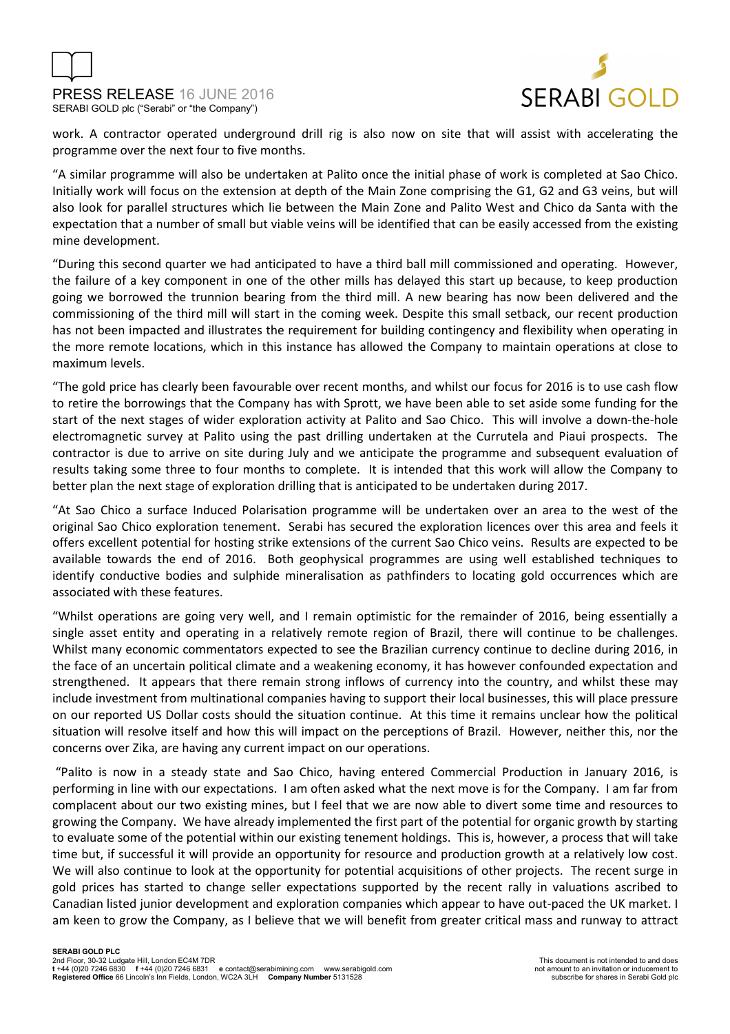work. A contractor operated underground drill rig is also now on site that will assist with accelerating the programme over the next four to five months.

"A similar programme will also be undertaken at Palito once the initial phase of work is completed at Sao Chico. Initially work will focus on the extension at depth of the Main Zone comprising the G1, G2 and G3 veins, but will also look for parallel structures which lie between the Main Zone and Palito West and Chico da Santa with the expectation that a number of small but viable veins will be identified that can be easily accessed from the existing mine development.

"During this second quarter we had anticipated to have a third ball mill commissioned and operating. However, the failure of a key component in one of the other mills has delayed this start up because, to keep production going we borrowed the trunnion bearing from the third mill. A new bearing has now been delivered and the commissioning of the third mill will start in the coming week. Despite this small setback, our recent production has not been impacted and illustrates the requirement for building contingency and flexibility when operating in the more remote locations, which in this instance has allowed the Company to maintain operations at close to maximum levels.

"The gold price has clearly been favourable over recent months, and whilst our focus for 2016 is to use cash flow to retire the borrowings that the Company has with Sprott, we have been able to set aside some funding for the start of the next stages of wider exploration activity at Palito and Sao Chico. This will involve a down-the-hole electromagnetic survey at Palito using the past drilling undertaken at the Currutela and Piaui prospects. The contractor is due to arrive on site during July and we anticipate the programme and subsequent evaluation of results taking some three to four months to complete. It is intended that this work will allow the Company to better plan the next stage of exploration drilling that is anticipated to be undertaken during 2017.

"At Sao Chico a surface Induced Polarisation programme will be undertaken over an area to the west of the original Sao Chico exploration tenement. Serabi has secured the exploration licences over this area and feels it offers excellent potential for hosting strike extensions of the current Sao Chico veins. Results are expected to be available towards the end of 2016. Both geophysical programmes are using well established techniques to identify conductive bodies and sulphide mineralisation as pathfinders to locating gold occurrences which are associated with these features.

"Whilst operations are going very well, and I remain optimistic for the remainder of 2016, being essentially a single asset entity and operating in a relatively remote region of Brazil, there will continue to be challenges. Whilst many economic commentators expected to see the Brazilian currency continue to decline during 2016, in the face of an uncertain political climate and a weakening economy, it has however confounded expectation and strengthened. It appears that there remain strong inflows of currency into the country, and whilst these may include investment from multinational companies having to support their local businesses, this will place pressure on our reported US Dollar costs should the situation continue. At this time it remains unclear how the political situation will resolve itself and how this will impact on the perceptions of Brazil. However, neither this, nor the concerns over Zika, are having any current impact on our operations.

"Palito is now in a steady state and Sao Chico, having entered Commercial Production in January 2016, is performing in line with our expectations. I am often asked what the next move is for the Company. I am far from complacent about our two existing mines, but I feel that we are now able to divert some time and resources to growing the Company. We have already implemented the first part of the potential for organic growth by starting to evaluate some of the potential within our existing tenement holdings. This is, however, a process that will take time but, if successful it will provide an opportunity for resource and production growth at a relatively low cost. We will also continue to look at the opportunity for potential acquisitions of other projects. The recent surge in gold prices has started to change seller expectations supported by the recent rally in valuations ascribed to Canadian listed junior development and exploration companies which appear to have out-paced the UK market. I am keen to grow the Company, as I believe that we will benefit from greater critical mass and runway to attract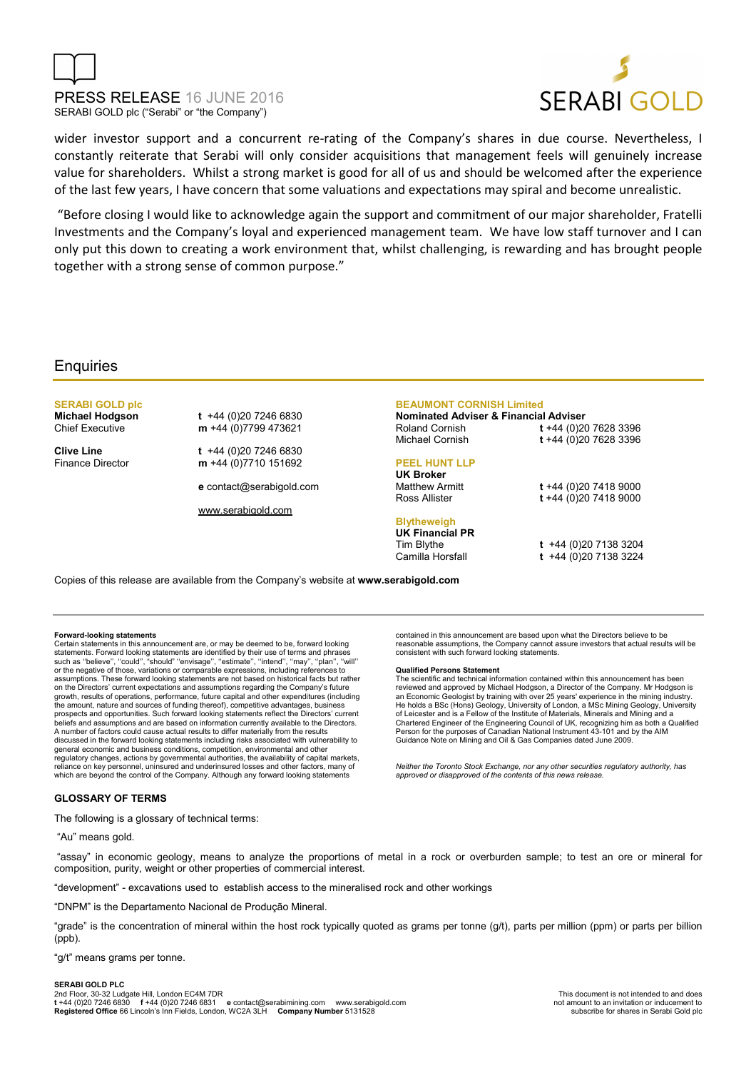wider investor support and a concurrent re-rating of the Company's shares in due course. Nevertheless, I constantly reiterate that Serabi will only consider acquisitions that management feels will genuinely increase value for shareholders. Whilst a strong market is good for all of us and should be welcomed after the experience of the last few years, I have concern that some valuations and expectations may spiral and become unrealistic.

"Before closing I would like to acknowledge again the support and commitment of our major shareholder, Fratelli Investments and the Company's loyal and experienced management team. We have low staff turnover and I can only put this down to creating a work environment that, whilst challenging, is rewarding and has brought people together with a strong sense of common purpose."

## Enquiries

**SERABI GOLD plc**

**Michael Hodgson**
Chief Executive
**t** +44 (0)20 7246 6830
**m** +44 (0)7799 473621

**Clive Line**
Finance Director
**t** +44 (0)20 7246 6830
**m** +44 (0)7710 151692

**e** contact@serabigold.com

www.serabigold.com

**BEAUMONT CORNISH Limited**
**Nominated Adviser & Financial Adviser**
Roland Cornish **t** +44 (0)20 7628 3396
Michael Cornish **t** +44 (0)20 7628 3396

**PEEL HUNT LLP**
**UK Broker**
Matthew Armitt **t** +44 (0)20 7418 9000
Ross Allister **t** +44 (0)20 7418 9000

**Blytheweigh**
**UK Financial PR**
Tim Blythe **t** +44 (0)20 7138 3204
Camilla Horsfall **t** +44 (0)20 7138 3224

Copies of this release are available from the Company's website at **www.serabigold.com**

**Forward-looking statements**
Certain statements in this announcement are, or may be deemed to be, forward looking statements. Forward looking statements are identified by their use of terms and phrases such as "believe", "could", "should" "envisage", "estimate", "intend", "may", "plan", "will" or the negative of those, variations or comparable expressions, including references to assumptions. These forward looking statements are not based on historical facts but rather on the Directors' current expectations and assumptions regarding the Company's future growth, results of operations, performance, future capital and other expenditures (including the amount, nature and sources of funding thereof), competitive advantages, business prospects and opportunities. Such forward looking statements reflect the Directors' current beliefs and assumptions and are based on information currently available to the Directors. A number of factors could cause actual results to differ materially from the results discussed in the forward looking statements including risks associated with vulnerability to general economic and business conditions, competition, environmental and other regulatory changes, actions by governmental authorities, the availability of capital markets, reliance on key personnel, uninsured and underinsured losses and other factors, many of which are beyond the control of the Company. Although any forward looking statements contained in this announcement are based upon what the Directors believe to be reasonable assumptions, the Company cannot assure investors that actual results will be consistent with such forward looking statements.

**Qualified Persons Statement**
The scientific and technical information contained within this announcement has been reviewed and approved by Michael Hodgson, a Director of the Company. Mr Hodgson is an Economic Geologist by training with over 25 years' experience in the mining industry. He holds a BSc (Hons) Geology, University of London, a MSc Mining Geology, University of Leicester and is a Fellow of the Institute of Materials, Minerals and Mining and a Chartered Engineer of the Engineering Council of UK, recognizing him as both a Qualified Person for the purposes of Canadian National Instrument 43-101 and by the AIM Guidance Note on Mining and Oil & Gas Companies dated June 2009.

*Neither the Toronto Stock Exchange, nor any other securities regulatory authority, has approved or disapproved of the contents of this news release.*

## GLOSSARY OF TERMS

The following is a glossary of technical terms:

"Au" means gold.

"assay" in economic geology, means to analyze the proportions of metal in a rock or overburden sample; to test an ore or mineral for composition, purity, weight or other properties of commercial interest.

"development" - excavations used to establish access to the mineralised rock and other workings

"DNPM" is the Departamento Nacional de Produção Mineral.

"grade" is the concentration of mineral within the host rock typically quoted as grams per tonne (g/t), parts per million (ppm) or parts per billion (ppb).

"g/t" means grams per tonne.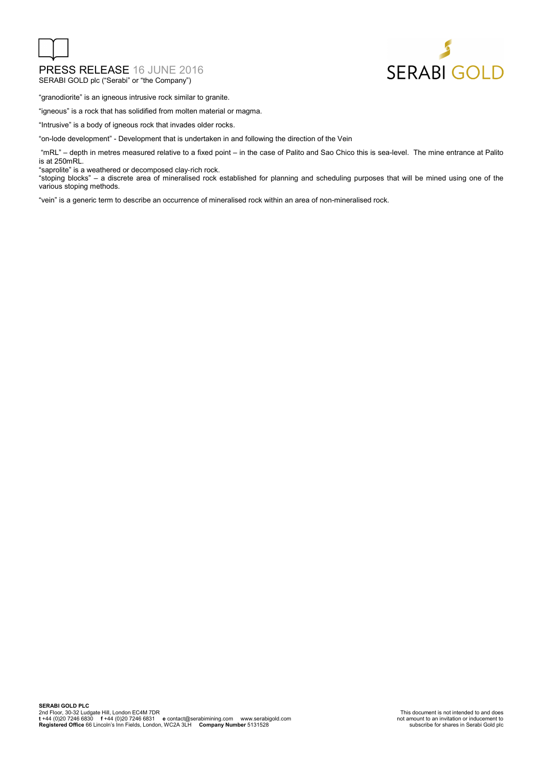"granodiorite" is an igneous intrusive rock similar to granite.

"igneous" is a rock that has solidified from molten material or magma.

"Intrusive" is a body of igneous rock that invades older rocks.

"on-lode development" - Development that is undertaken in and following the direction of the Vein

"mRL" – depth in metres measured relative to a fixed point – in the case of Palito and Sao Chico this is sea-level. The mine entrance at Palito is at 250mRL.

"saprolite" is a weathered or decomposed clay-rich rock.

"stoping blocks" – a discrete area of mineralised rock established for planning and scheduling purposes that will be mined using one of the various stoping methods.

"vein" is a generic term to describe an occurrence of mineralised rock within an area of non-mineralised rock.